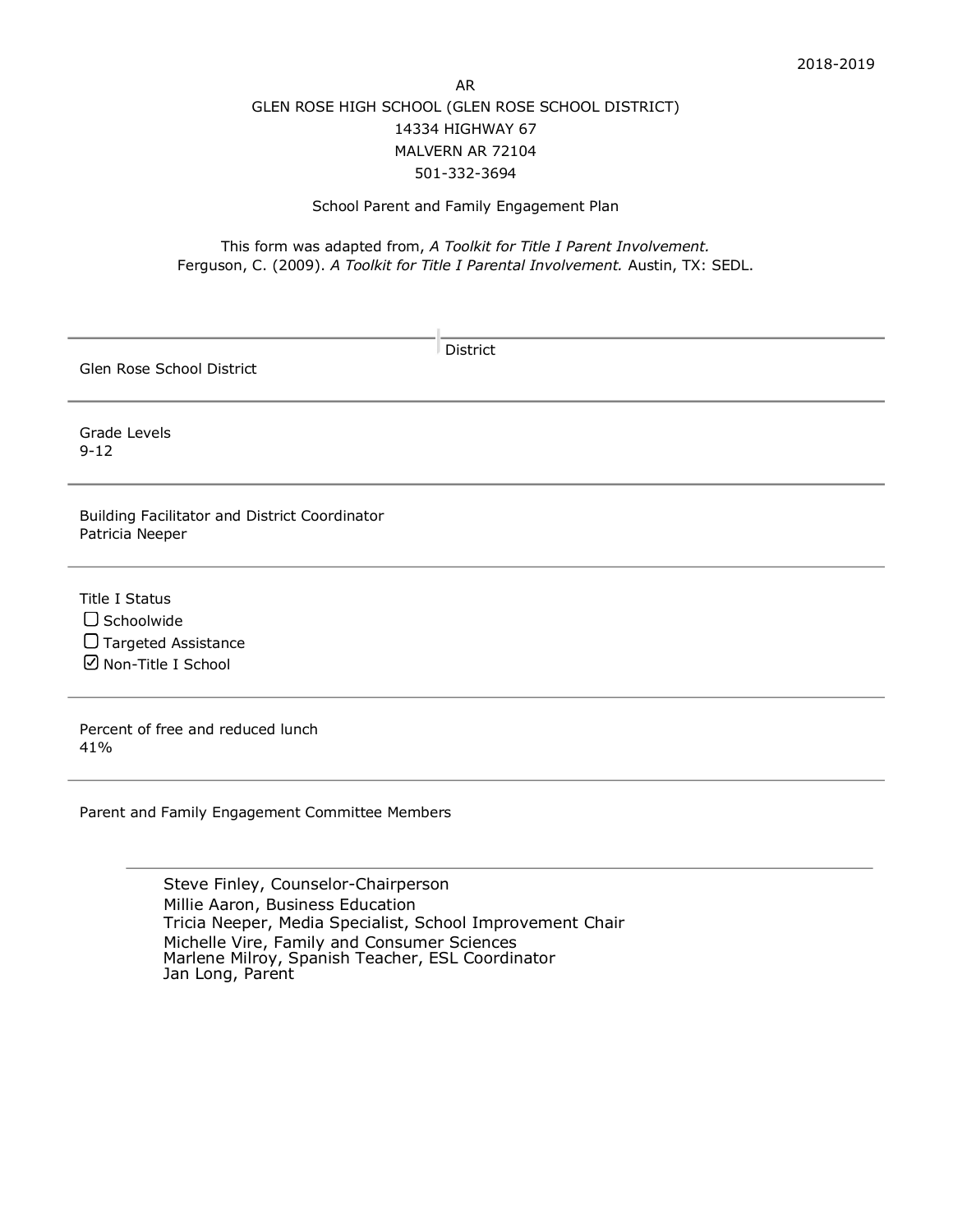2018-2019

AR

GLEN ROSE HIGH SCHOOL (GLEN ROSE SCHOOL DISTRICT)

14334 HIGHWAY 67

MALVERN AR 72104

501-332-3694

School Parent and Family Engagement Plan

This form was adapted from, *A Toolkit for Title I Parent Involvement.*
Ferguson, C. (2009). *A Toolkit for Title I Parental Involvement.* Austin, TX: SEDL.

---

District

Glen Rose School District

---

Grade Levels
9-12

---

Building Facilitator and District Coordinator
Patricia Neeper

---

Title I Status

- ☐ Schoolwide
- ☐ Targeted Assistance
- ☑ Non-Title I School

---

Percent of free and reduced lunch
41%

---

Parent and Family Engagement Committee Members

Steve Finley, Counselor-Chairperson
Millie Aaron, Business Education
Tricia Neeper, Media Specialist, School Improvement Chair
Michelle Vire, Family and Consumer Sciences
Marlene Milroy, Spanish Teacher, ESL Coordinator
Jan Long, Parent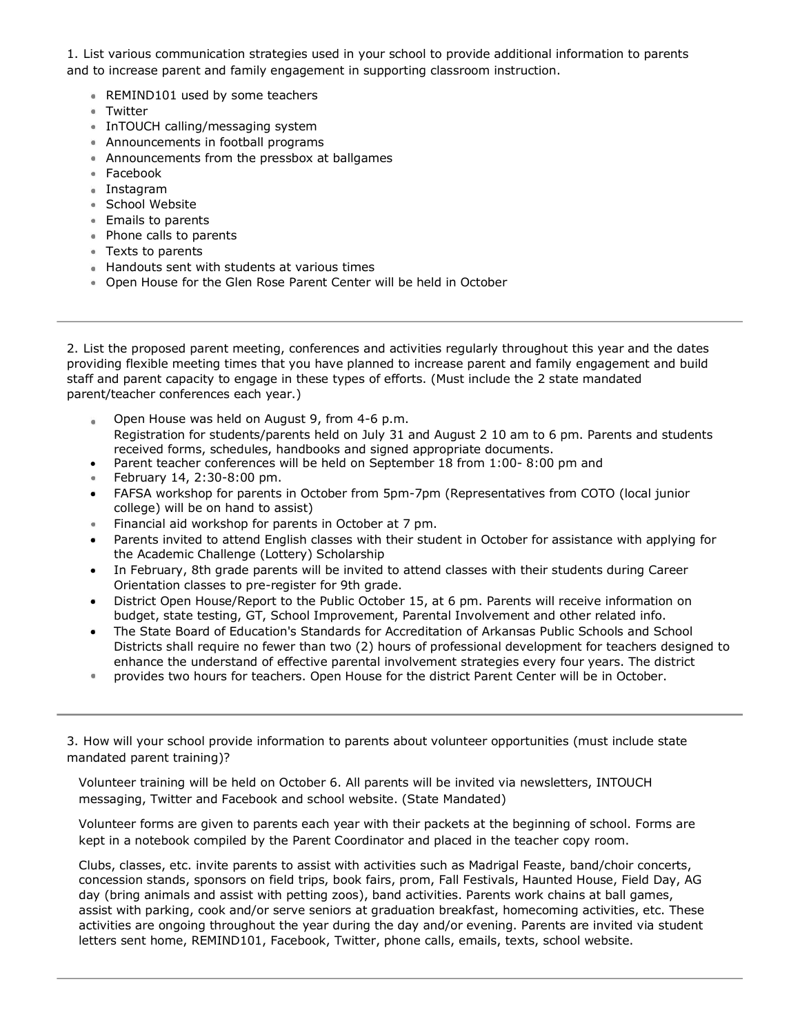1. List various communication strategies used in your school to provide additional information to parents and to increase parent and family engagement in supporting classroom instruction.

- REMIND101 used by some teachers
- Twitter
- InTOUCH calling/messaging system
- Announcements in football programs
- Announcements from the pressbox at ballgames
- Facebook
- Instagram
- School Website
- Emails to parents
- Phone calls to parents
- Texts to parents
- Handouts sent with students at various times
- Open House for the Glen Rose Parent Center will be held in October

---

2. List the proposed parent meeting, conferences and activities regularly throughout this year and the dates providing flexible meeting times that you have planned to increase parent and family engagement and build staff and parent capacity to engage in these types of efforts. (Must include the 2 state mandated parent/teacher conferences each year.)

- Open House was held on August 9, from 4-6 p.m.
  Registration for students/parents held on July 31 and August 2 10 am to 6 pm. Parents and students received forms, schedules, handbooks and signed appropriate documents.
- Parent teacher conferences will be held on September 18 from 1:00- 8:00 pm and
- February 14, 2:30-8:00 pm.
- FAFSA workshop for parents in October from 5pm-7pm (Representatives from COTO (local junior college) will be on hand to assist)
- Financial aid workshop for parents in October at 7 pm.
- Parents invited to attend English classes with their student in October for assistance with applying for the Academic Challenge (Lottery) Scholarship
- In February, 8th grade parents will be invited to attend classes with their students during Career Orientation classes to pre-register for 9th grade.
- District Open House/Report to the Public October 15, at 6 pm. Parents will receive information on budget, state testing, GT, School Improvement, Parental Involvement and other related info.
- The State Board of Education's Standards for Accreditation of Arkansas Public Schools and School Districts shall require no fewer than two (2) hours of professional development for teachers designed to enhance the understand of effective parental involvement strategies every four years. The district
- provides two hours for teachers. Open House for the district Parent Center will be in October.

---

3. How will your school provide information to parents about volunteer opportunities (must include state mandated parent training)?

Volunteer training will be held on October 6. All parents will be invited via newsletters, INTOUCH messaging, Twitter and Facebook and school website. (State Mandated)

Volunteer forms are given to parents each year with their packets at the beginning of school. Forms are kept in a notebook compiled by the Parent Coordinator and placed in the teacher copy room.

Clubs, classes, etc. invite parents to assist with activities such as Madrigal Feaste, band/choir concerts, concession stands, sponsors on field trips, book fairs, prom, Fall Festivals, Haunted House, Field Day, AG day (bring animals and assist with petting zoos), band activities. Parents work chains at ball games, assist with parking, cook and/or serve seniors at graduation breakfast, homecoming activities, etc. These activities are ongoing throughout the year during the day and/or evening. Parents are invited via student letters sent home, REMIND101, Facebook, Twitter, phone calls, emails, texts, school website.

---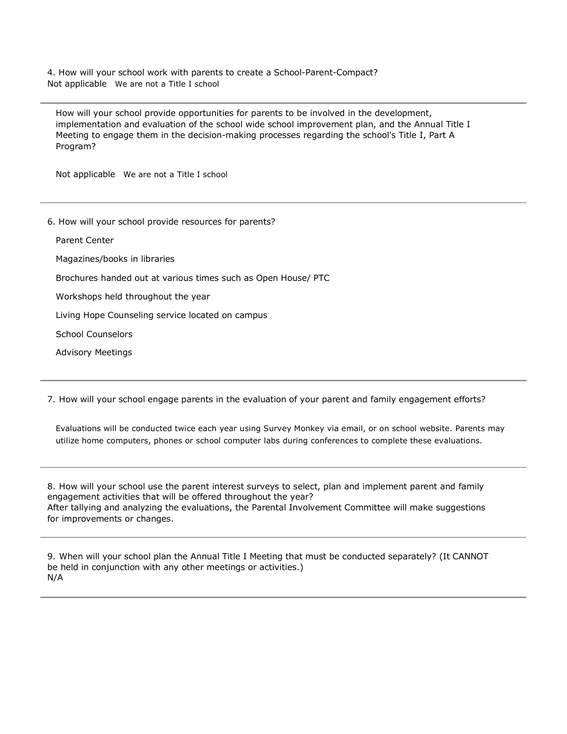4. How will your school work with parents to create a School-Parent-Compact?
Not applicable   We are not a Title I school

---

How will your school provide opportunities for parents to be involved in the development, implementation and evaluation of the school wide school improvement plan, and the Annual Title I Meeting to engage them in the decision-making processes regarding the school's Title I, Part A Program?

Not applicable   We are not a Title I school

---

6. How will your school provide resources for parents?

Parent Center

Magazines/books in libraries

Brochures handed out at various times such as Open House/ PTC

Workshops held throughout the year

Living Hope Counseling service located on campus

School Counselors

Advisory Meetings

---

7. How will your school engage parents in the evaluation of your parent and family engagement efforts?

Evaluations will be conducted twice each year using Survey Monkey via email, or on school website. Parents may utilize home computers, phones or school computer labs during conferences to complete these evaluations.

---

8. How will your school use the parent interest surveys to select, plan and implement parent and family engagement activities that will be offered throughout the year?
After tallying and analyzing the evaluations, the Parental Involvement Committee will make suggestions for improvements or changes.

---

9. When will your school plan the Annual Title I Meeting that must be conducted separately? (It CANNOT be held in conjunction with any other meetings or activities.)
N/A